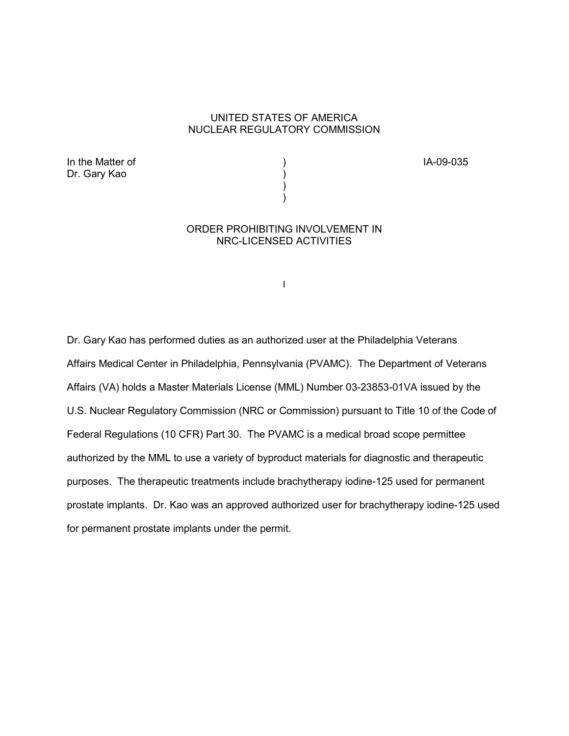UNITED STATES OF AMERICA
NUCLEAR REGULATORY COMMISSION

| In the Matter of | ) | IA-09-035 |
|---|---|---|
| Dr. Gary Kao | ) | |
| | ) | |
| | ) | |

## ORDER PROHIBITING INVOLVEMENT IN NRC-LICENSED ACTIVITIES

I

Dr. Gary Kao has performed duties as an authorized user at the Philadelphia Veterans Affairs Medical Center in Philadelphia, Pennsylvania (PVAMC). The Department of Veterans Affairs (VA) holds a Master Materials License (MML) Number 03-23853-01VA issued by the U.S. Nuclear Regulatory Commission (NRC or Commission) pursuant to Title 10 of the Code of Federal Regulations (10 CFR) Part 30. The PVAMC is a medical broad scope permittee authorized by the MML to use a variety of byproduct materials for diagnostic and therapeutic purposes. The therapeutic treatments include brachytherapy iodine-125 used for permanent prostate implants. Dr. Kao was an approved authorized user for brachytherapy iodine-125 used for permanent prostate implants under the permit.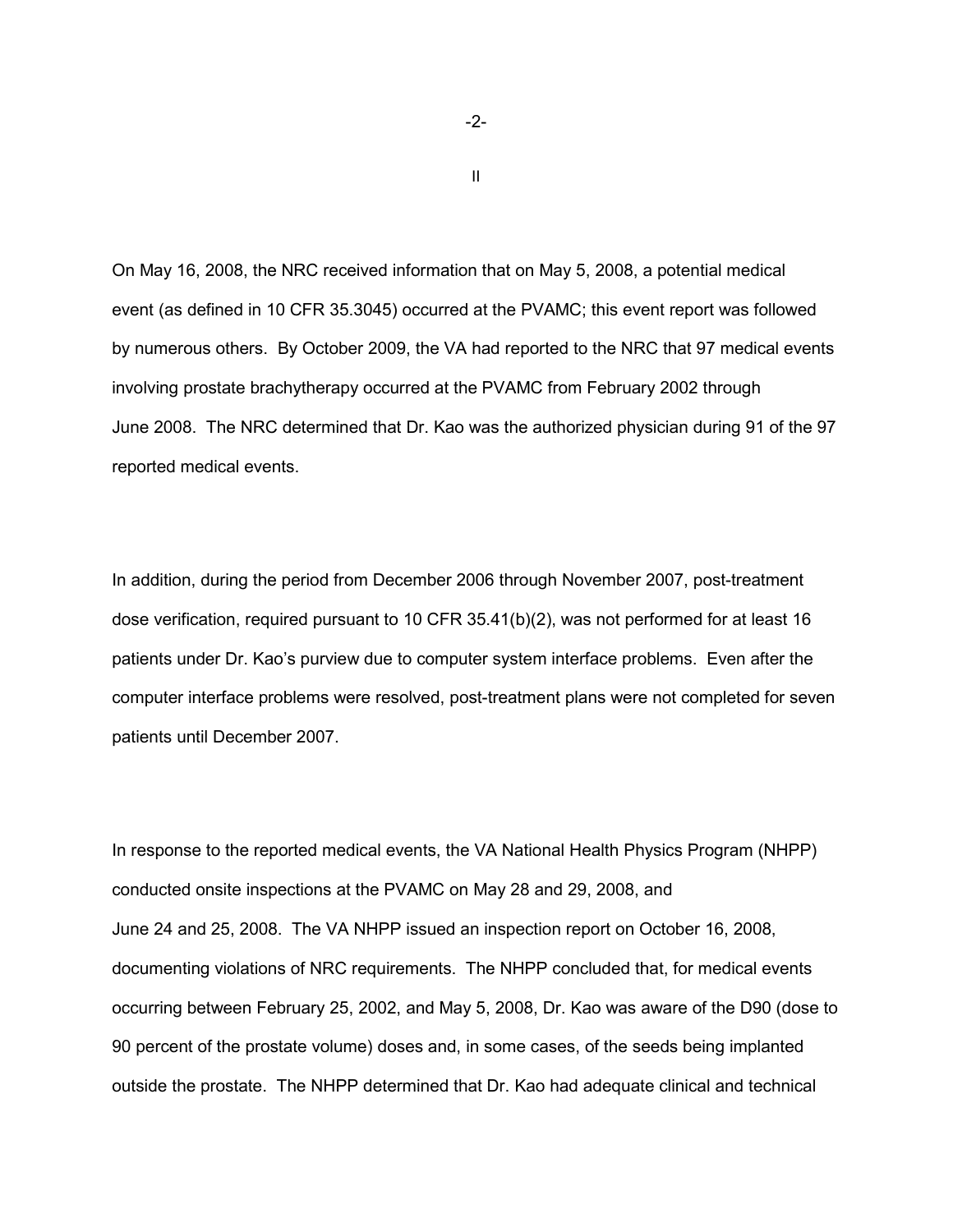## II

On May 16, 2008, the NRC received information that on May 5, 2008, a potential medical event (as defined in 10 CFR 35.3045) occurred at the PVAMC; this event report was followed by numerous others. By October 2009, the VA had reported to the NRC that 97 medical events involving prostate brachytherapy occurred at the PVAMC from February 2002 through June 2008. The NRC determined that Dr. Kao was the authorized physician during 91 of the 97 reported medical events.

In addition, during the period from December 2006 through November 2007, post-treatment dose verification, required pursuant to 10 CFR 35.41(b)(2), was not performed for at least 16 patients under Dr. Kao's purview due to computer system interface problems. Even after the computer interface problems were resolved, post-treatment plans were not completed for seven patients until December 2007.

In response to the reported medical events, the VA National Health Physics Program (NHPP) conducted onsite inspections at the PVAMC on May 28 and 29, 2008, and June 24 and 25, 2008. The VA NHPP issued an inspection report on October 16, 2008, documenting violations of NRC requirements. The NHPP concluded that, for medical events occurring between February 25, 2002, and May 5, 2008, Dr. Kao was aware of the D90 (dose to 90 percent of the prostate volume) doses and, in some cases, of the seeds being implanted outside the prostate. The NHPP determined that Dr. Kao had adequate clinical and technical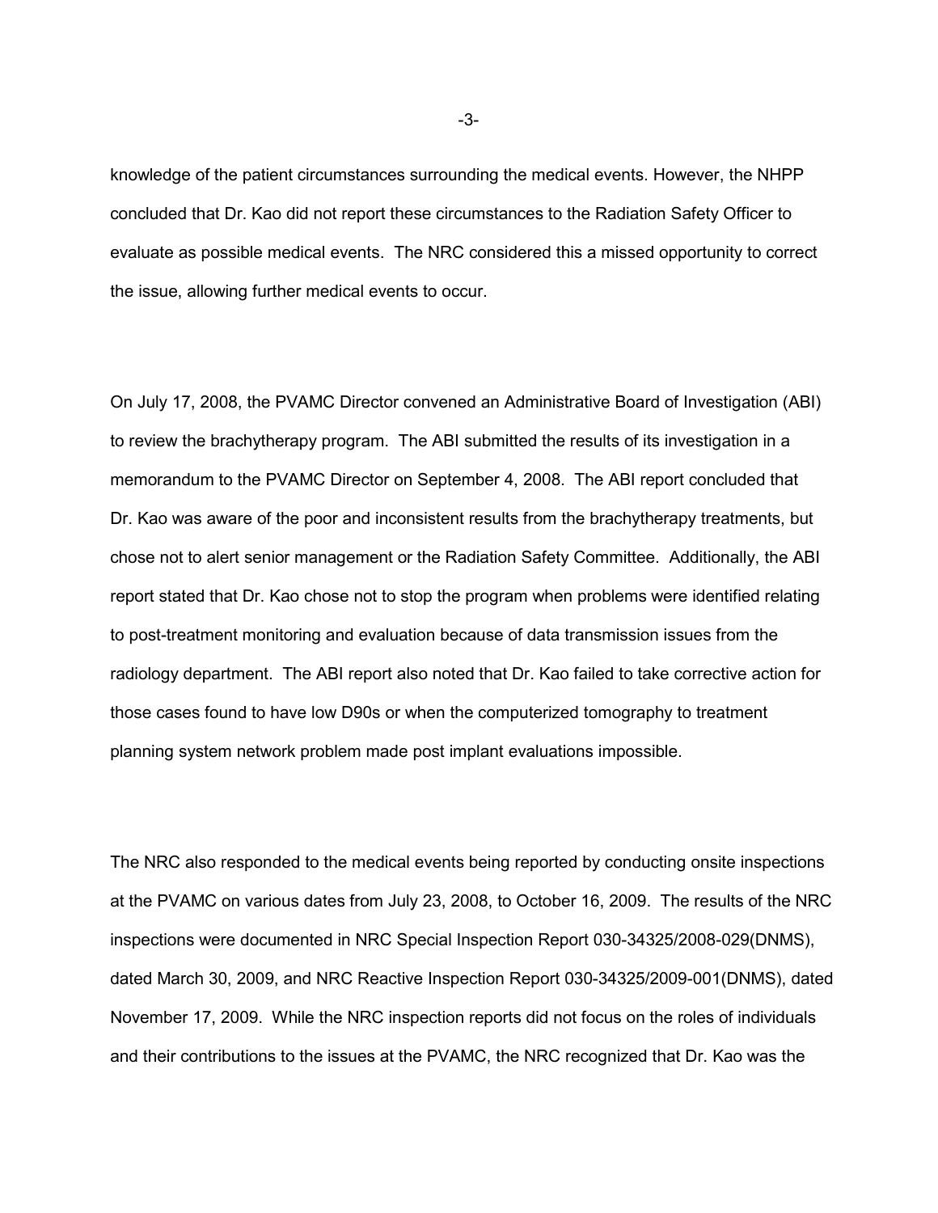knowledge of the patient circumstances surrounding the medical events. However, the NHPP concluded that Dr. Kao did not report these circumstances to the Radiation Safety Officer to evaluate as possible medical events. The NRC considered this a missed opportunity to correct the issue, allowing further medical events to occur.

On July 17, 2008, the PVAMC Director convened an Administrative Board of Investigation (ABI) to review the brachytherapy program. The ABI submitted the results of its investigation in a memorandum to the PVAMC Director on September 4, 2008. The ABI report concluded that Dr. Kao was aware of the poor and inconsistent results from the brachytherapy treatments, but chose not to alert senior management or the Radiation Safety Committee. Additionally, the ABI report stated that Dr. Kao chose not to stop the program when problems were identified relating to post-treatment monitoring and evaluation because of data transmission issues from the radiology department. The ABI report also noted that Dr. Kao failed to take corrective action for those cases found to have low D90s or when the computerized tomography to treatment planning system network problem made post implant evaluations impossible.

The NRC also responded to the medical events being reported by conducting onsite inspections at the PVAMC on various dates from July 23, 2008, to October 16, 2009. The results of the NRC inspections were documented in NRC Special Inspection Report 030-34325/2008-029(DNMS), dated March 30, 2009, and NRC Reactive Inspection Report 030-34325/2009-001(DNMS), dated November 17, 2009. While the NRC inspection reports did not focus on the roles of individuals and their contributions to the issues at the PVAMC, the NRC recognized that Dr. Kao was the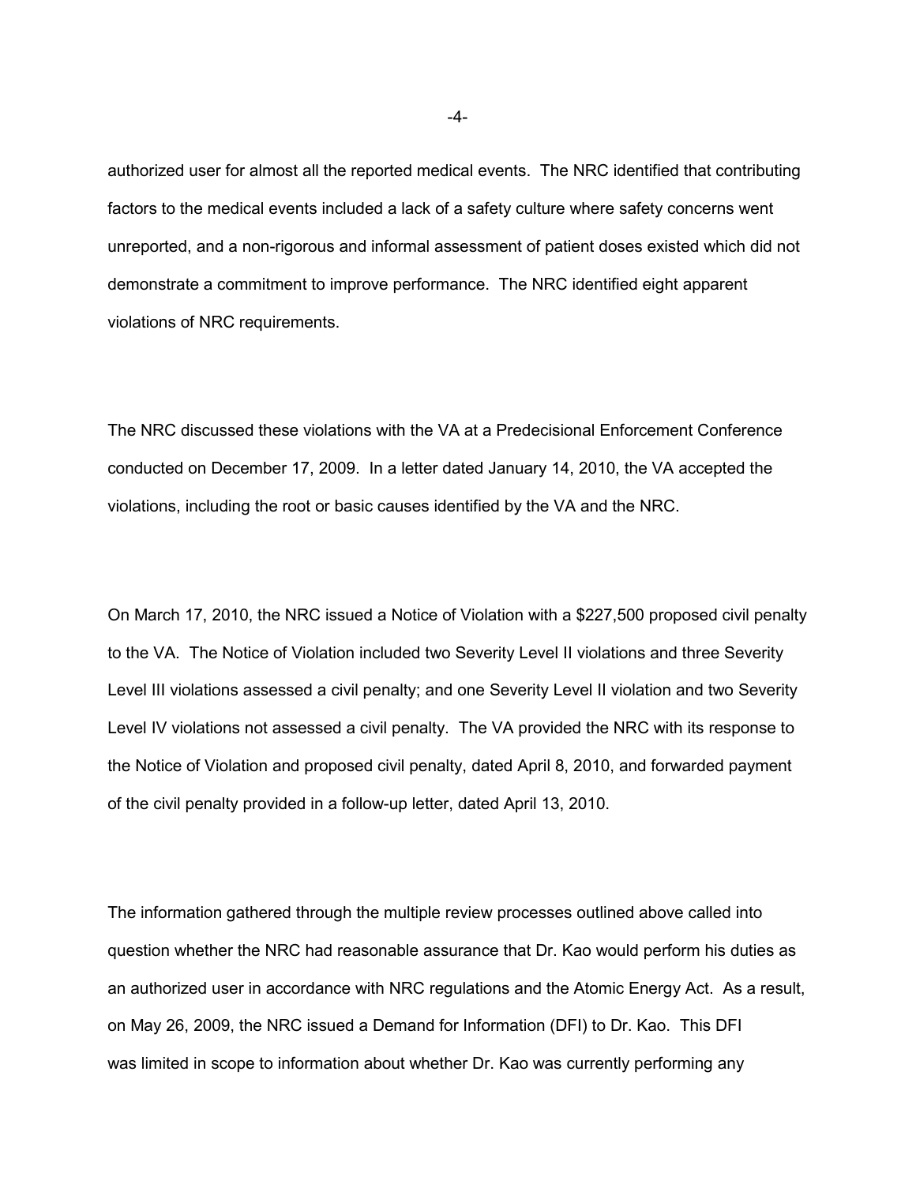authorized user for almost all the reported medical events. The NRC identified that contributing factors to the medical events included a lack of a safety culture where safety concerns went unreported, and a non-rigorous and informal assessment of patient doses existed which did not demonstrate a commitment to improve performance. The NRC identified eight apparent violations of NRC requirements.

The NRC discussed these violations with the VA at a Predecisional Enforcement Conference conducted on December 17, 2009. In a letter dated January 14, 2010, the VA accepted the violations, including the root or basic causes identified by the VA and the NRC.

On March 17, 2010, the NRC issued a Notice of Violation with a $227,500 proposed civil penalty to the VA. The Notice of Violation included two Severity Level II violations and three Severity Level III violations assessed a civil penalty; and one Severity Level II violation and two Severity Level IV violations not assessed a civil penalty. The VA provided the NRC with its response to the Notice of Violation and proposed civil penalty, dated April 8, 2010, and forwarded payment of the civil penalty provided in a follow-up letter, dated April 13, 2010.

The information gathered through the multiple review processes outlined above called into question whether the NRC had reasonable assurance that Dr. Kao would perform his duties as an authorized user in accordance with NRC regulations and the Atomic Energy Act. As a result, on May 26, 2009, the NRC issued a Demand for Information (DFI) to Dr. Kao. This DFI was limited in scope to information about whether Dr. Kao was currently performing any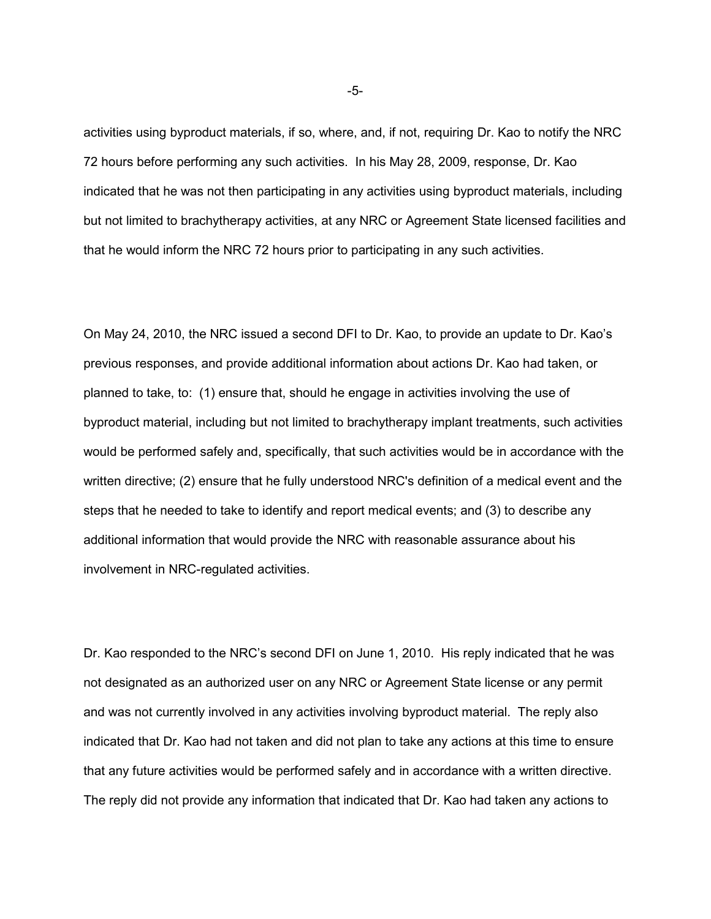activities using byproduct materials, if so, where, and, if not, requiring Dr. Kao to notify the NRC 72 hours before performing any such activities. In his May 28, 2009, response, Dr. Kao indicated that he was not then participating in any activities using byproduct materials, including but not limited to brachytherapy activities, at any NRC or Agreement State licensed facilities and that he would inform the NRC 72 hours prior to participating in any such activities.

On May 24, 2010, the NRC issued a second DFI to Dr. Kao, to provide an update to Dr. Kao's previous responses, and provide additional information about actions Dr. Kao had taken, or planned to take, to: (1) ensure that, should he engage in activities involving the use of byproduct material, including but not limited to brachytherapy implant treatments, such activities would be performed safely and, specifically, that such activities would be in accordance with the written directive; (2) ensure that he fully understood NRC's definition of a medical event and the steps that he needed to take to identify and report medical events; and (3) to describe any additional information that would provide the NRC with reasonable assurance about his involvement in NRC-regulated activities.

Dr. Kao responded to the NRC's second DFI on June 1, 2010. His reply indicated that he was not designated as an authorized user on any NRC or Agreement State license or any permit and was not currently involved in any activities involving byproduct material. The reply also indicated that Dr. Kao had not taken and did not plan to take any actions at this time to ensure that any future activities would be performed safely and in accordance with a written directive. The reply did not provide any information that indicated that Dr. Kao had taken any actions to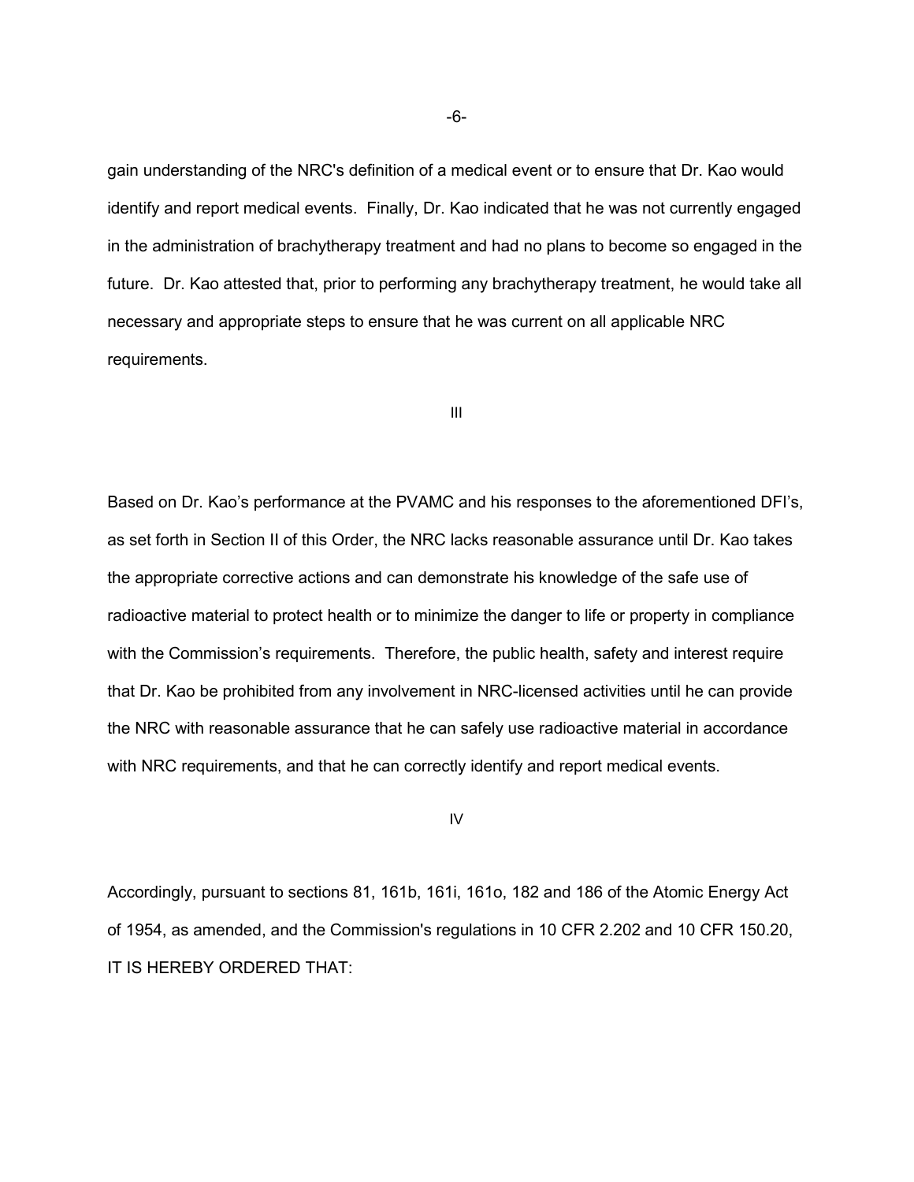gain understanding of the NRC's definition of a medical event or to ensure that Dr. Kao would identify and report medical events. Finally, Dr. Kao indicated that he was not currently engaged in the administration of brachytherapy treatment and had no plans to become so engaged in the future. Dr. Kao attested that, prior to performing any brachytherapy treatment, he would take all necessary and appropriate steps to ensure that he was current on all applicable NRC requirements.

III

Based on Dr. Kao's performance at the PVAMC and his responses to the aforementioned DFI's, as set forth in Section II of this Order, the NRC lacks reasonable assurance until Dr. Kao takes the appropriate corrective actions and can demonstrate his knowledge of the safe use of radioactive material to protect health or to minimize the danger to life or property in compliance with the Commission's requirements. Therefore, the public health, safety and interest require that Dr. Kao be prohibited from any involvement in NRC-licensed activities until he can provide the NRC with reasonable assurance that he can safely use radioactive material in accordance with NRC requirements, and that he can correctly identify and report medical events.

IV

Accordingly, pursuant to sections 81, 161b, 161i, 161o, 182 and 186 of the Atomic Energy Act of 1954, as amended, and the Commission's regulations in 10 CFR 2.202 and 10 CFR 150.20, IT IS HEREBY ORDERED THAT: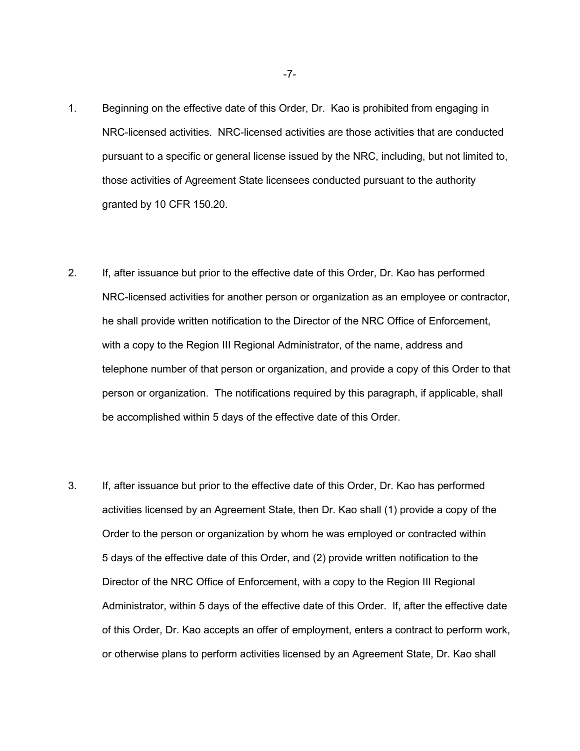1. Beginning on the effective date of this Order, Dr. Kao is prohibited from engaging in NRC-licensed activities. NRC-licensed activities are those activities that are conducted pursuant to a specific or general license issued by the NRC, including, but not limited to, those activities of Agreement State licensees conducted pursuant to the authority granted by 10 CFR 150.20.

2. If, after issuance but prior to the effective date of this Order, Dr. Kao has performed NRC-licensed activities for another person or organization as an employee or contractor, he shall provide written notification to the Director of the NRC Office of Enforcement, with a copy to the Region III Regional Administrator, of the name, address and telephone number of that person or organization, and provide a copy of this Order to that person or organization. The notifications required by this paragraph, if applicable, shall be accomplished within 5 days of the effective date of this Order.

3. If, after issuance but prior to the effective date of this Order, Dr. Kao has performed activities licensed by an Agreement State, then Dr. Kao shall (1) provide a copy of the Order to the person or organization by whom he was employed or contracted within 5 days of the effective date of this Order, and (2) provide written notification to the Director of the NRC Office of Enforcement, with a copy to the Region III Regional Administrator, within 5 days of the effective date of this Order. If, after the effective date of this Order, Dr. Kao accepts an offer of employment, enters a contract to perform work, or otherwise plans to perform activities licensed by an Agreement State, Dr. Kao shall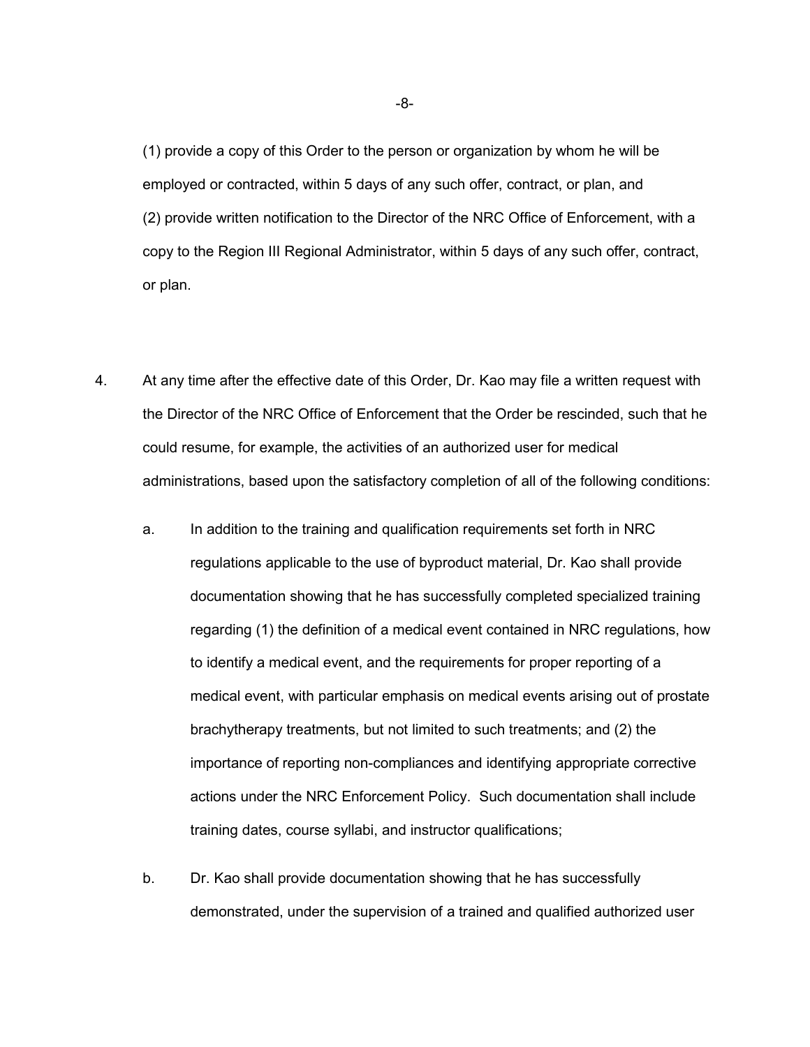(1) provide a copy of this Order to the person or organization by whom he will be employed or contracted, within 5 days of any such offer, contract, or plan, and (2) provide written notification to the Director of the NRC Office of Enforcement, with a copy to the Region III Regional Administrator, within 5 days of any such offer, contract, or plan.

4. At any time after the effective date of this Order, Dr. Kao may file a written request with the Director of the NRC Office of Enforcement that the Order be rescinded, such that he could resume, for example, the activities of an authorized user for medical administrations, based upon the satisfactory completion of all of the following conditions:

   a. In addition to the training and qualification requirements set forth in NRC regulations applicable to the use of byproduct material, Dr. Kao shall provide documentation showing that he has successfully completed specialized training regarding (1) the definition of a medical event contained in NRC regulations, how to identify a medical event, and the requirements for proper reporting of a medical event, with particular emphasis on medical events arising out of prostate brachytherapy treatments, but not limited to such treatments; and (2) the importance of reporting non-compliances and identifying appropriate corrective actions under the NRC Enforcement Policy. Such documentation shall include training dates, course syllabi, and instructor qualifications;

   b. Dr. Kao shall provide documentation showing that he has successfully demonstrated, under the supervision of a trained and qualified authorized user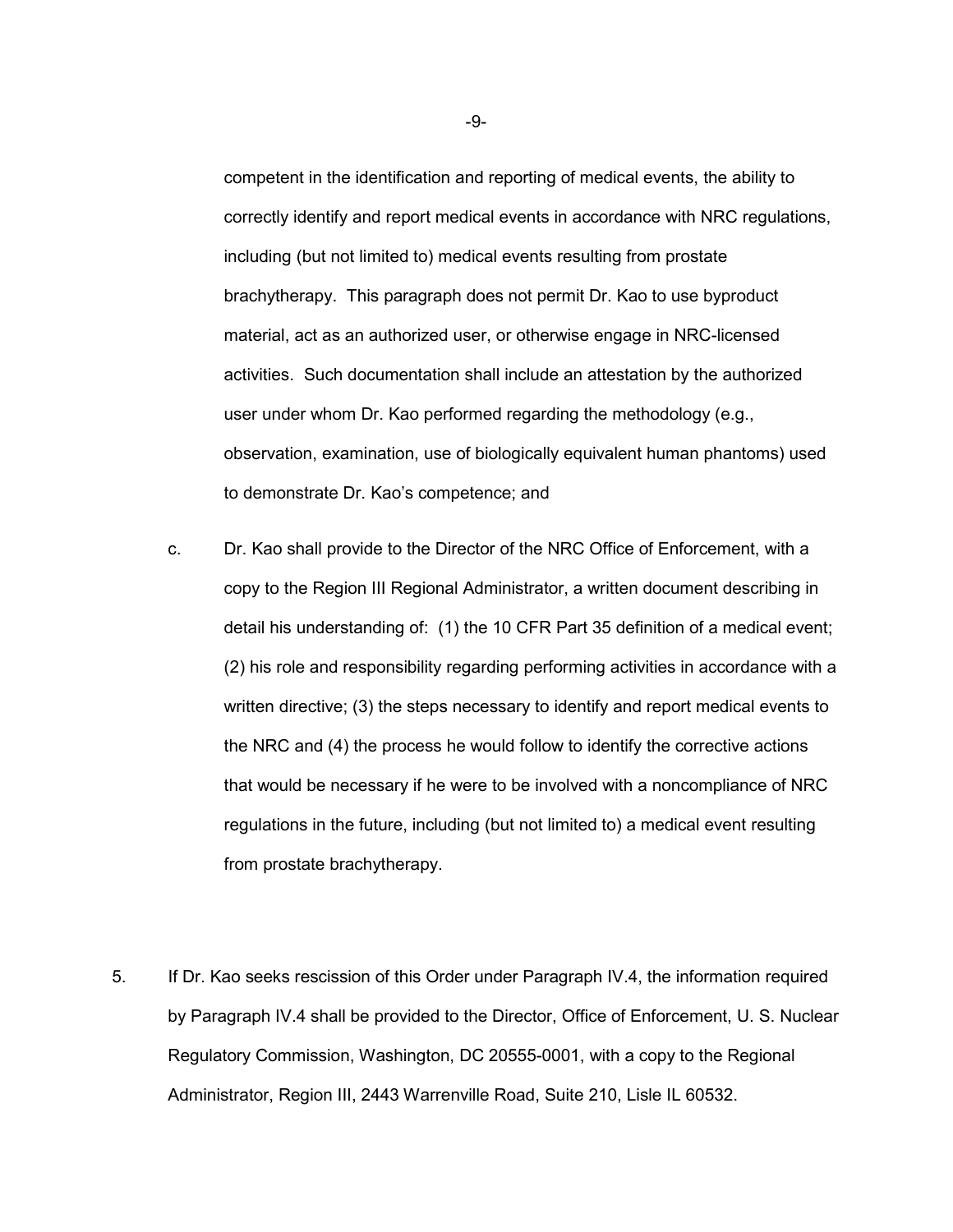competent in the identification and reporting of medical events, the ability to correctly identify and report medical events in accordance with NRC regulations, including (but not limited to) medical events resulting from prostate brachytherapy. This paragraph does not permit Dr. Kao to use byproduct material, act as an authorized user, or otherwise engage in NRC-licensed activities. Such documentation shall include an attestation by the authorized user under whom Dr. Kao performed regarding the methodology (e.g., observation, examination, use of biologically equivalent human phantoms) used to demonstrate Dr. Kao's competence; and

c. Dr. Kao shall provide to the Director of the NRC Office of Enforcement, with a copy to the Region III Regional Administrator, a written document describing in detail his understanding of: (1) the 10 CFR Part 35 definition of a medical event; (2) his role and responsibility regarding performing activities in accordance with a written directive; (3) the steps necessary to identify and report medical events to the NRC and (4) the process he would follow to identify the corrective actions that would be necessary if he were to be involved with a noncompliance of NRC regulations in the future, including (but not limited to) a medical event resulting from prostate brachytherapy.

5. If Dr. Kao seeks rescission of this Order under Paragraph IV.4, the information required by Paragraph IV.4 shall be provided to the Director, Office of Enforcement, U. S. Nuclear Regulatory Commission, Washington, DC 20555-0001, with a copy to the Regional Administrator, Region III, 2443 Warrenville Road, Suite 210, Lisle IL 60532.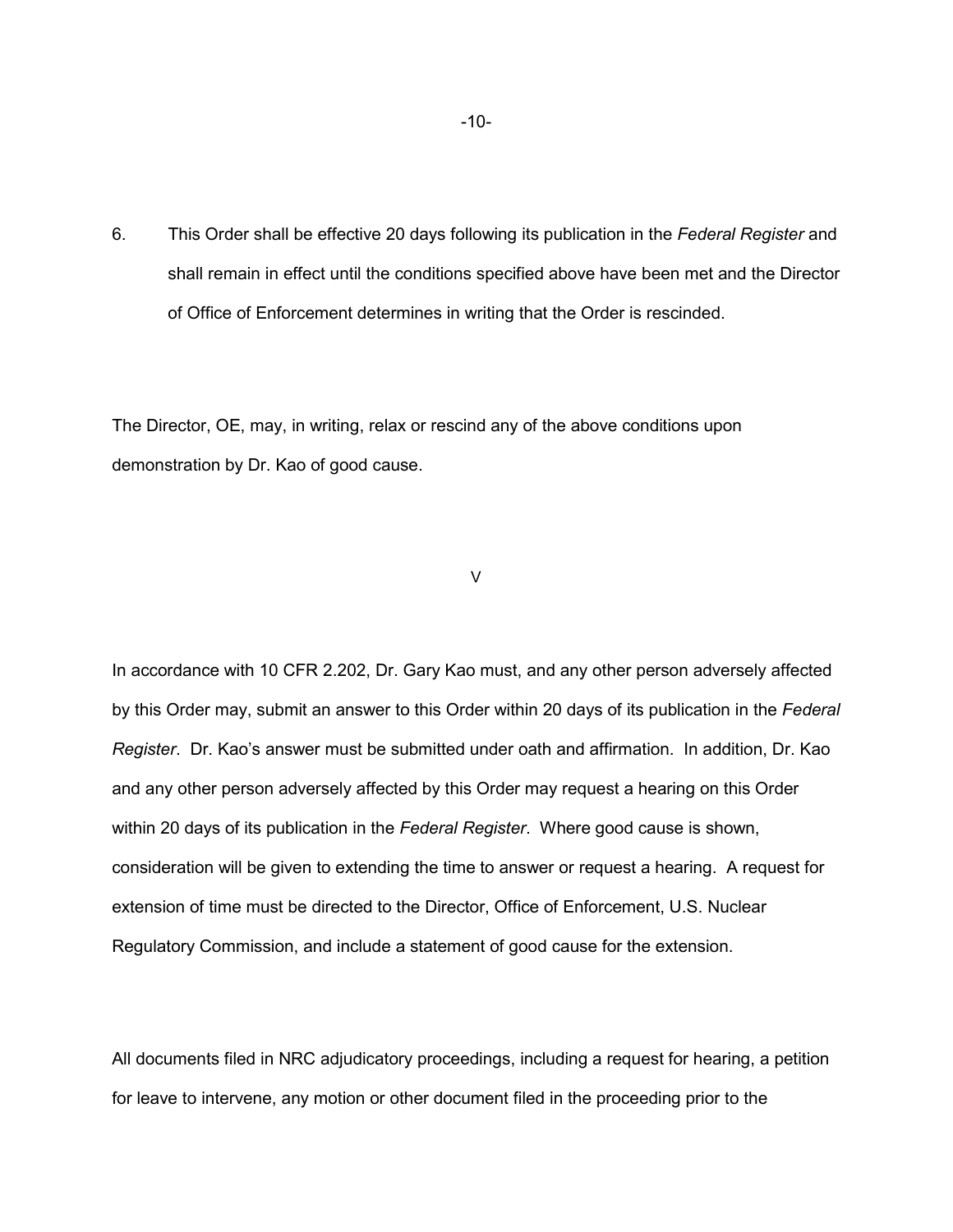6. This Order shall be effective 20 days following its publication in the *Federal Register* and shall remain in effect until the conditions specified above have been met and the Director of Office of Enforcement determines in writing that the Order is rescinded.

The Director, OE, may, in writing, relax or rescind any of the above conditions upon demonstration by Dr. Kao of good cause.

## V

In accordance with 10 CFR 2.202, Dr. Gary Kao must, and any other person adversely affected by this Order may, submit an answer to this Order within 20 days of its publication in the *Federal Register*. Dr. Kao's answer must be submitted under oath and affirmation. In addition, Dr. Kao and any other person adversely affected by this Order may request a hearing on this Order within 20 days of its publication in the *Federal Register*. Where good cause is shown, consideration will be given to extending the time to answer or request a hearing. A request for extension of time must be directed to the Director, Office of Enforcement, U.S. Nuclear Regulatory Commission, and include a statement of good cause for the extension.

All documents filed in NRC adjudicatory proceedings, including a request for hearing, a petition for leave to intervene, any motion or other document filed in the proceeding prior to the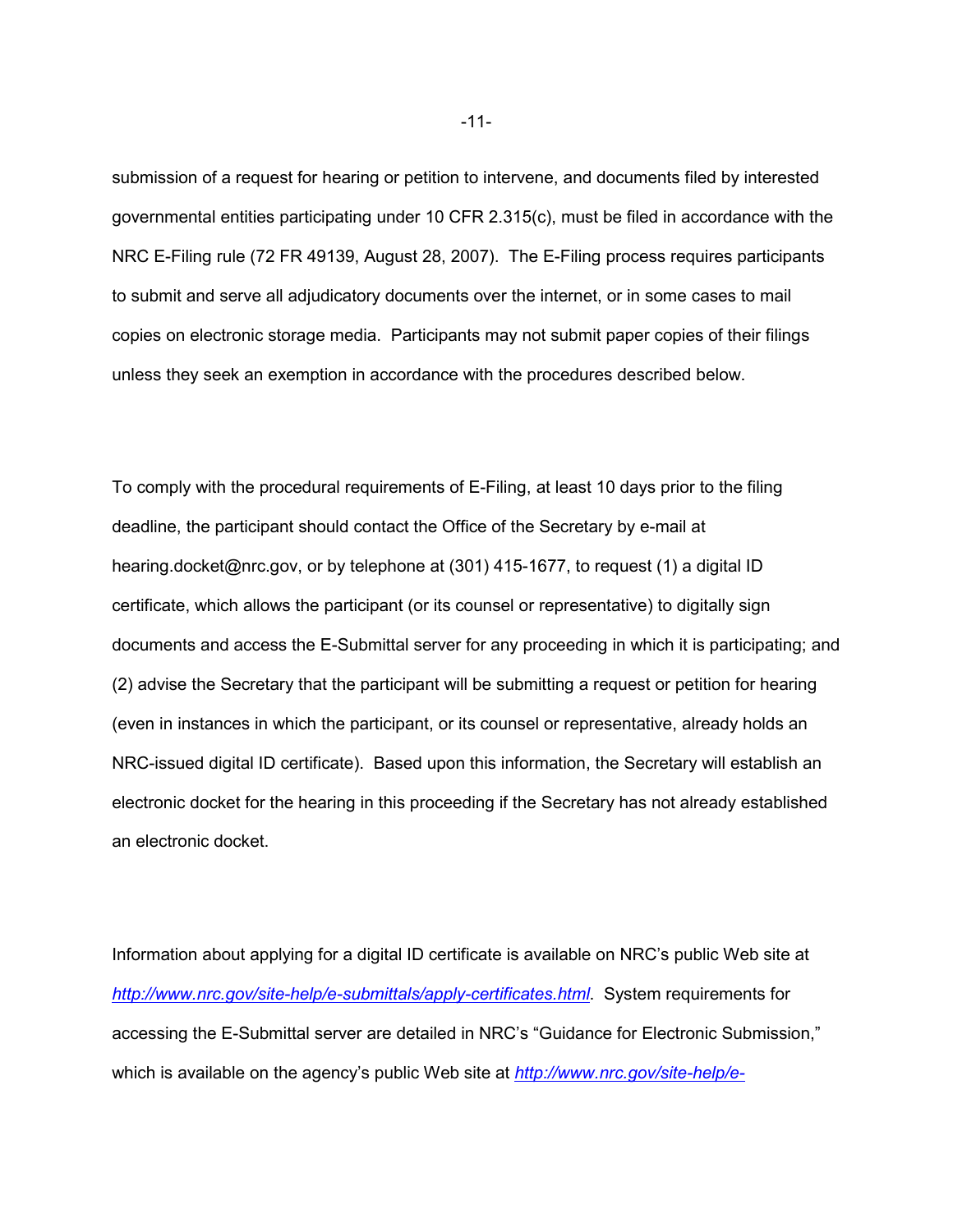submission of a request for hearing or petition to intervene, and documents filed by interested governmental entities participating under 10 CFR 2.315(c), must be filed in accordance with the NRC E-Filing rule (72 FR 49139, August 28, 2007). The E-Filing process requires participants to submit and serve all adjudicatory documents over the internet, or in some cases to mail copies on electronic storage media. Participants may not submit paper copies of their filings unless they seek an exemption in accordance with the procedures described below.

To comply with the procedural requirements of E-Filing, at least 10 days prior to the filing deadline, the participant should contact the Office of the Secretary by e-mail at hearing.docket@nrc.gov, or by telephone at (301) 415-1677, to request (1) a digital ID certificate, which allows the participant (or its counsel or representative) to digitally sign documents and access the E-Submittal server for any proceeding in which it is participating; and (2) advise the Secretary that the participant will be submitting a request or petition for hearing (even in instances in which the participant, or its counsel or representative, already holds an NRC-issued digital ID certificate). Based upon this information, the Secretary will establish an electronic docket for the hearing in this proceeding if the Secretary has not already established an electronic docket.

Information about applying for a digital ID certificate is available on NRC's public Web site at *http://www.nrc.gov/site-help/e-submittals/apply-certificates.html*. System requirements for accessing the E-Submittal server are detailed in NRC's "Guidance for Electronic Submission," which is available on the agency's public Web site at *http://www.nrc.gov/site-help/e-*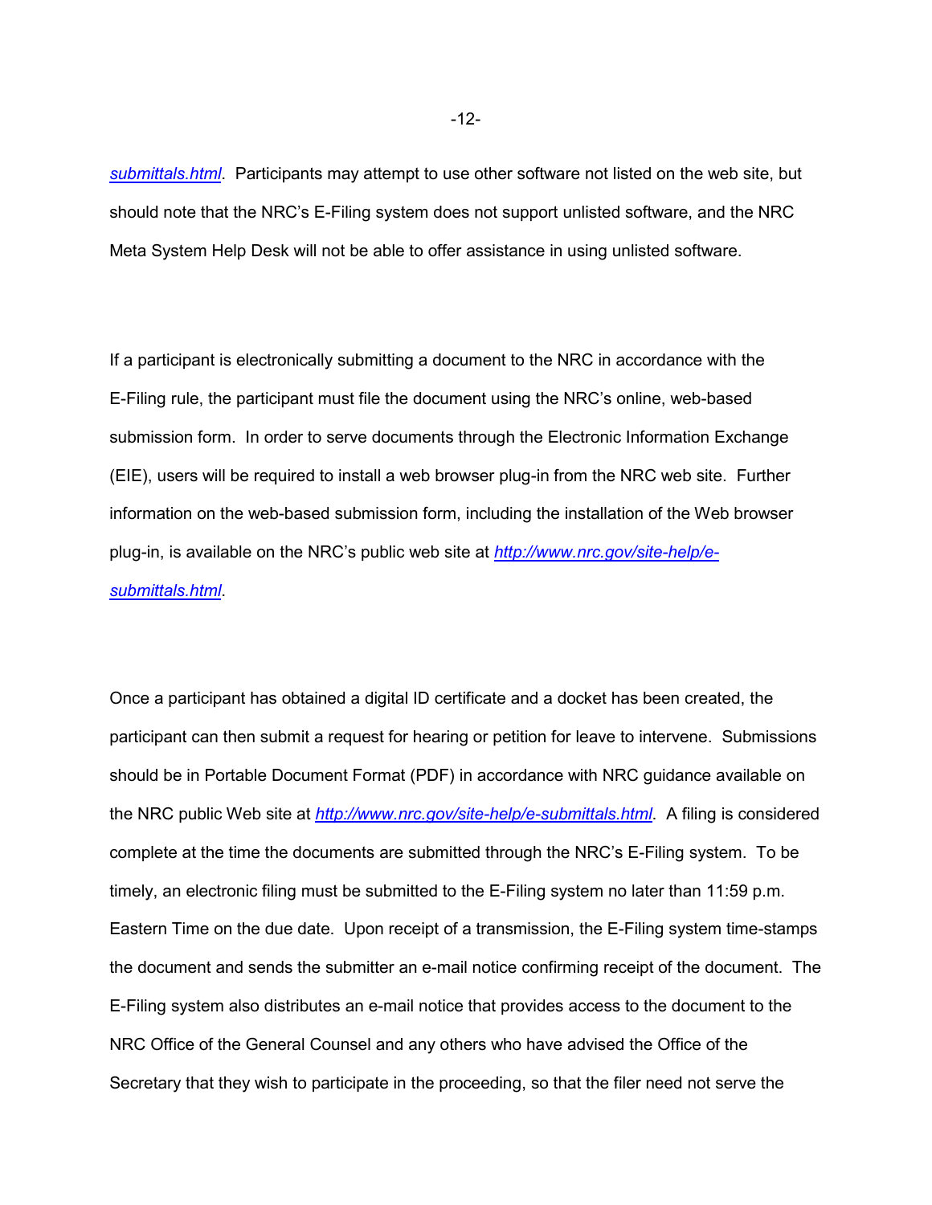*submittals.html*. Participants may attempt to use other software not listed on the web site, but should note that the NRC's E-Filing system does not support unlisted software, and the NRC Meta System Help Desk will not be able to offer assistance in using unlisted software.

If a participant is electronically submitting a document to the NRC in accordance with the E-Filing rule, the participant must file the document using the NRC's online, web-based submission form. In order to serve documents through the Electronic Information Exchange (EIE), users will be required to install a web browser plug-in from the NRC web site. Further information on the web-based submission form, including the installation of the Web browser plug-in, is available on the NRC's public web site at *http://www.nrc.gov/site-help/e-submittals.html*.

Once a participant has obtained a digital ID certificate and a docket has been created, the participant can then submit a request for hearing or petition for leave to intervene. Submissions should be in Portable Document Format (PDF) in accordance with NRC guidance available on the NRC public Web site at *http://www.nrc.gov/site-help/e-submittals.html*. A filing is considered complete at the time the documents are submitted through the NRC's E-Filing system. To be timely, an electronic filing must be submitted to the E-Filing system no later than 11:59 p.m. Eastern Time on the due date. Upon receipt of a transmission, the E-Filing system time-stamps the document and sends the submitter an e-mail notice confirming receipt of the document. The E-Filing system also distributes an e-mail notice that provides access to the document to the NRC Office of the General Counsel and any others who have advised the Office of the Secretary that they wish to participate in the proceeding, so that the filer need not serve the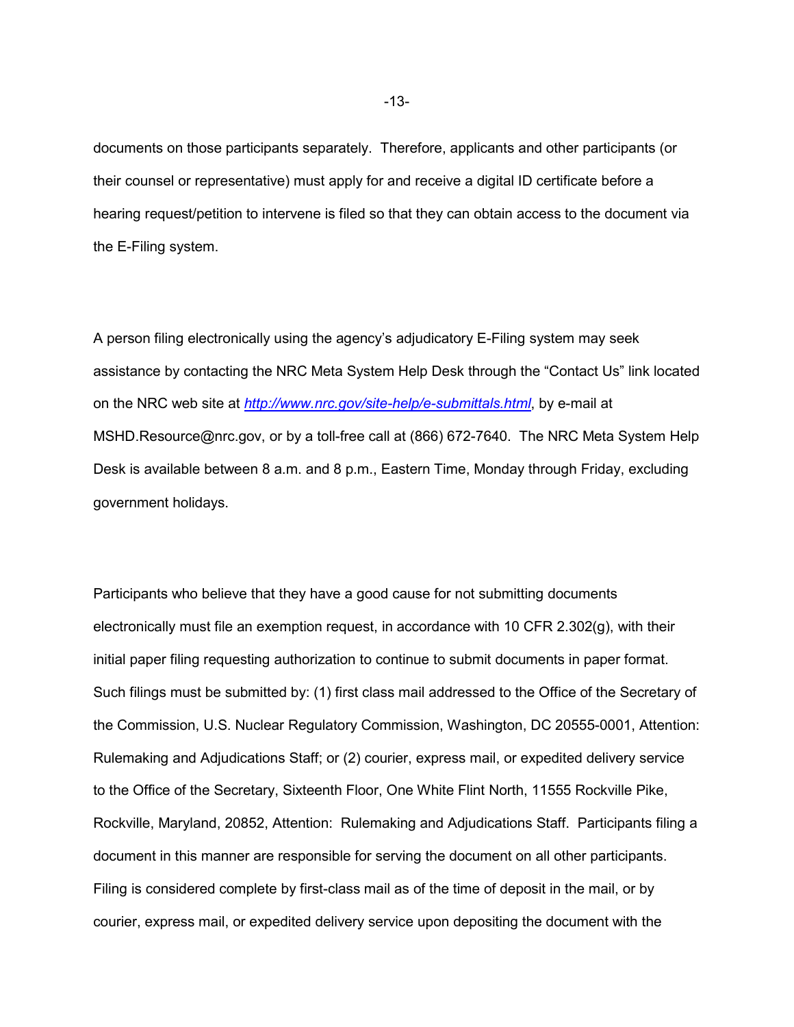documents on those participants separately. Therefore, applicants and other participants (or their counsel or representative) must apply for and receive a digital ID certificate before a hearing request/petition to intervene is filed so that they can obtain access to the document via the E-Filing system.

A person filing electronically using the agency's adjudicatory E-Filing system may seek assistance by contacting the NRC Meta System Help Desk through the "Contact Us" link located on the NRC web site at *http://www.nrc.gov/site-help/e-submittals.html*, by e-mail at MSHD.Resource@nrc.gov, or by a toll-free call at (866) 672-7640. The NRC Meta System Help Desk is available between 8 a.m. and 8 p.m., Eastern Time, Monday through Friday, excluding government holidays.

Participants who believe that they have a good cause for not submitting documents electronically must file an exemption request, in accordance with 10 CFR 2.302(g), with their initial paper filing requesting authorization to continue to submit documents in paper format. Such filings must be submitted by: (1) first class mail addressed to the Office of the Secretary of the Commission, U.S. Nuclear Regulatory Commission, Washington, DC 20555-0001, Attention: Rulemaking and Adjudications Staff; or (2) courier, express mail, or expedited delivery service to the Office of the Secretary, Sixteenth Floor, One White Flint North, 11555 Rockville Pike, Rockville, Maryland, 20852, Attention: Rulemaking and Adjudications Staff. Participants filing a document in this manner are responsible for serving the document on all other participants. Filing is considered complete by first-class mail as of the time of deposit in the mail, or by courier, express mail, or expedited delivery service upon depositing the document with the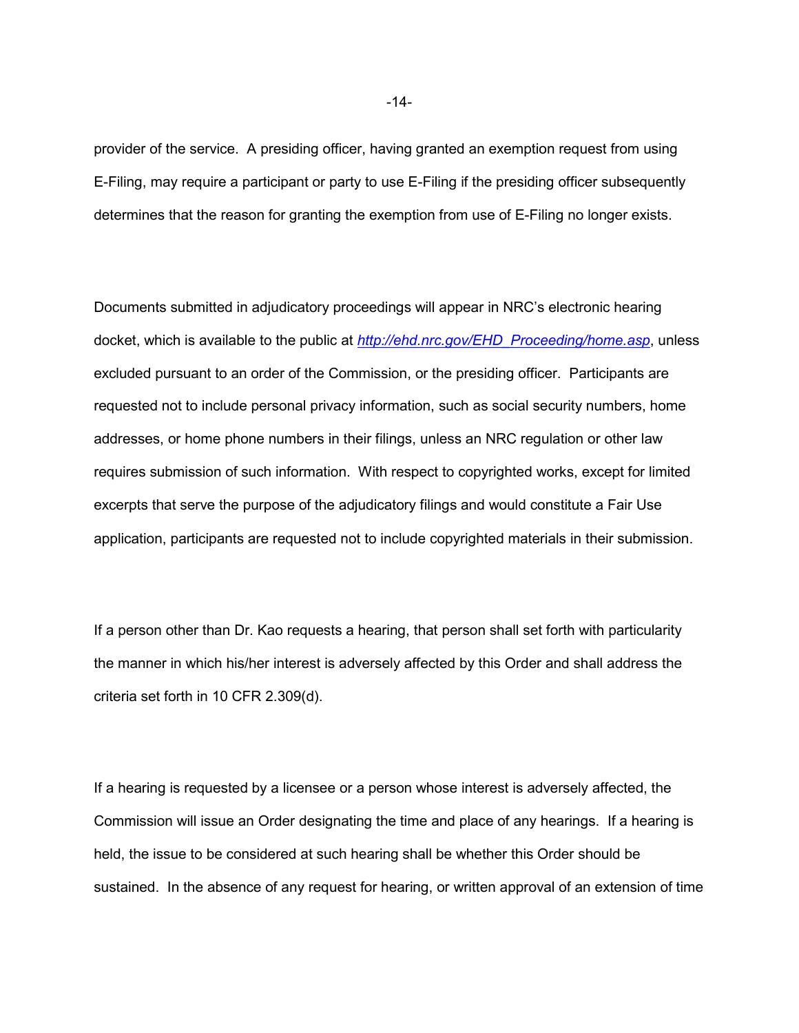provider of the service. A presiding officer, having granted an exemption request from using E-Filing, may require a participant or party to use E-Filing if the presiding officer subsequently determines that the reason for granting the exemption from use of E-Filing no longer exists.

Documents submitted in adjudicatory proceedings will appear in NRC's electronic hearing docket, which is available to the public at *http://ehd.nrc.gov/EHD_Proceeding/home.asp*, unless excluded pursuant to an order of the Commission, or the presiding officer. Participants are requested not to include personal privacy information, such as social security numbers, home addresses, or home phone numbers in their filings, unless an NRC regulation or other law requires submission of such information. With respect to copyrighted works, except for limited excerpts that serve the purpose of the adjudicatory filings and would constitute a Fair Use application, participants are requested not to include copyrighted materials in their submission.

If a person other than Dr. Kao requests a hearing, that person shall set forth with particularity the manner in which his/her interest is adversely affected by this Order and shall address the criteria set forth in 10 CFR 2.309(d).

If a hearing is requested by a licensee or a person whose interest is adversely affected, the Commission will issue an Order designating the time and place of any hearings. If a hearing is held, the issue to be considered at such hearing shall be whether this Order should be sustained. In the absence of any request for hearing, or written approval of an extension of time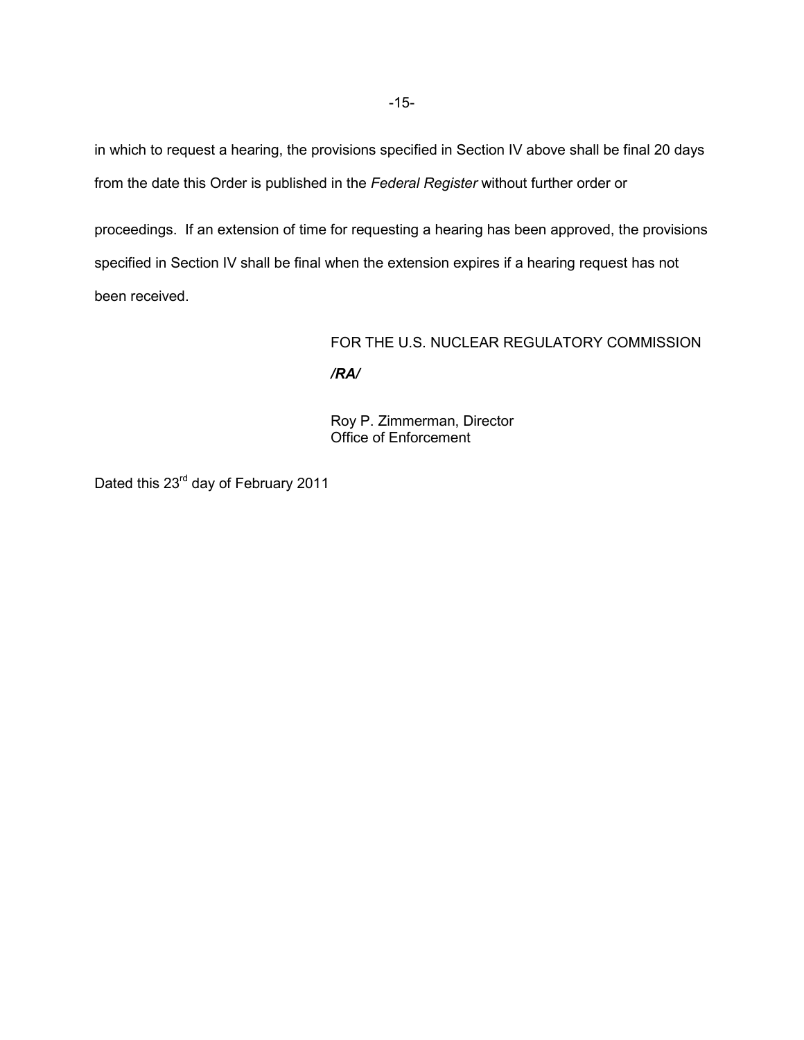in which to request a hearing, the provisions specified in Section IV above shall be final 20 days from the date this Order is published in the *Federal Register* without further order or

proceedings. If an extension of time for requesting a hearing has been approved, the provisions specified in Section IV shall be final when the extension expires if a hearing request has not been received.

FOR THE U.S. NUCLEAR REGULATORY COMMISSION

***/RA/***

Roy P. Zimmerman, Director
Office of Enforcement

Dated this 23rd day of February 2011